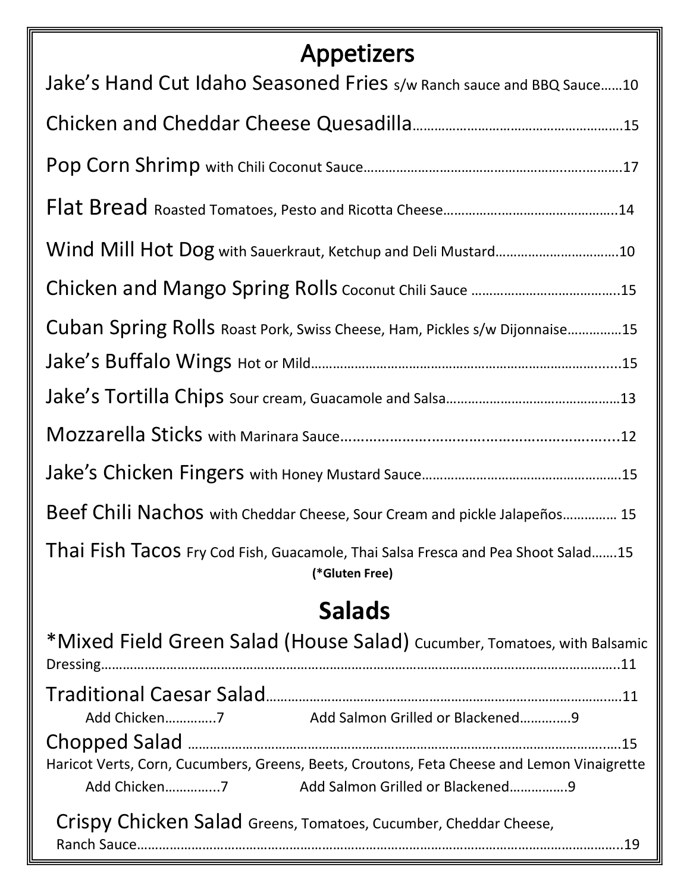# Appetizers

Jake's Hand Cut Idaho Seasoned Fries s/w Ranch sauce and BBQ Sauce……10

Chicken and Cheddar Cheese Quesadilla……………………………………………….15

Pop Corn Shrimp with Chili Coconut Sauce…………………………………………………17

Flat Bread Roasted Tomatoes, Pesto and Ricotta Cheese……………………………………14

Wind Mill Hot Dog with Sauerkraut, Ketchup and Deli Mustard……………………………10

Chicken and Mango Spring Rolls Coconut Chili Sauce ………………………………….15

Cuban Spring Rolls Roast Pork, Swiss Cheese, Ham, Pickles s/w Dijonnaise…………..15

Jake's Buffalo Wings Hot or Mild………………………………………………………………15

Jake's Tortilla Chips Sour cream, Guacamole and Salsa………………………………………13

Mozzarella Sticks with Marinara Sauce……………………………………………………...12

Jake's Chicken Fingers with Honey Mustard Sauce…………………………………………….15

Beef Chili Nachos with Cheddar Cheese, Sour Cream and pickle Jalapeños………….. 15

Thai Fish Tacos Fry Cod Fish, Guacamole, Thai Salsa Fresca and Pea Shoot Salad…….15

**(*Gluten Free)**

# Salads

*Mixed Field Green Salad (House Salad) Cucumber, Tomatoes, with Balsamic Dressing……………………………………………………………………………………………..11

Traditional Caesar Salad…………………………………………………………………………….11

Add Chicken…………..7 Add Salmon Grilled or Blackened………….9

Chopped Salad ……………………………………………………………………………………….15

Haricot Verts, Corn, Cucumbers, Greens, Beets, Croutons, Feta Cheese and Lemon Vinaigrette

Add Chicken…………...7 Add Salmon Grilled or Blackened…………….9

Crispy Chicken Salad Greens, Tomatoes, Cucumber, Cheddar Cheese, Ranch Sauce…………………………………………………………………………………………….19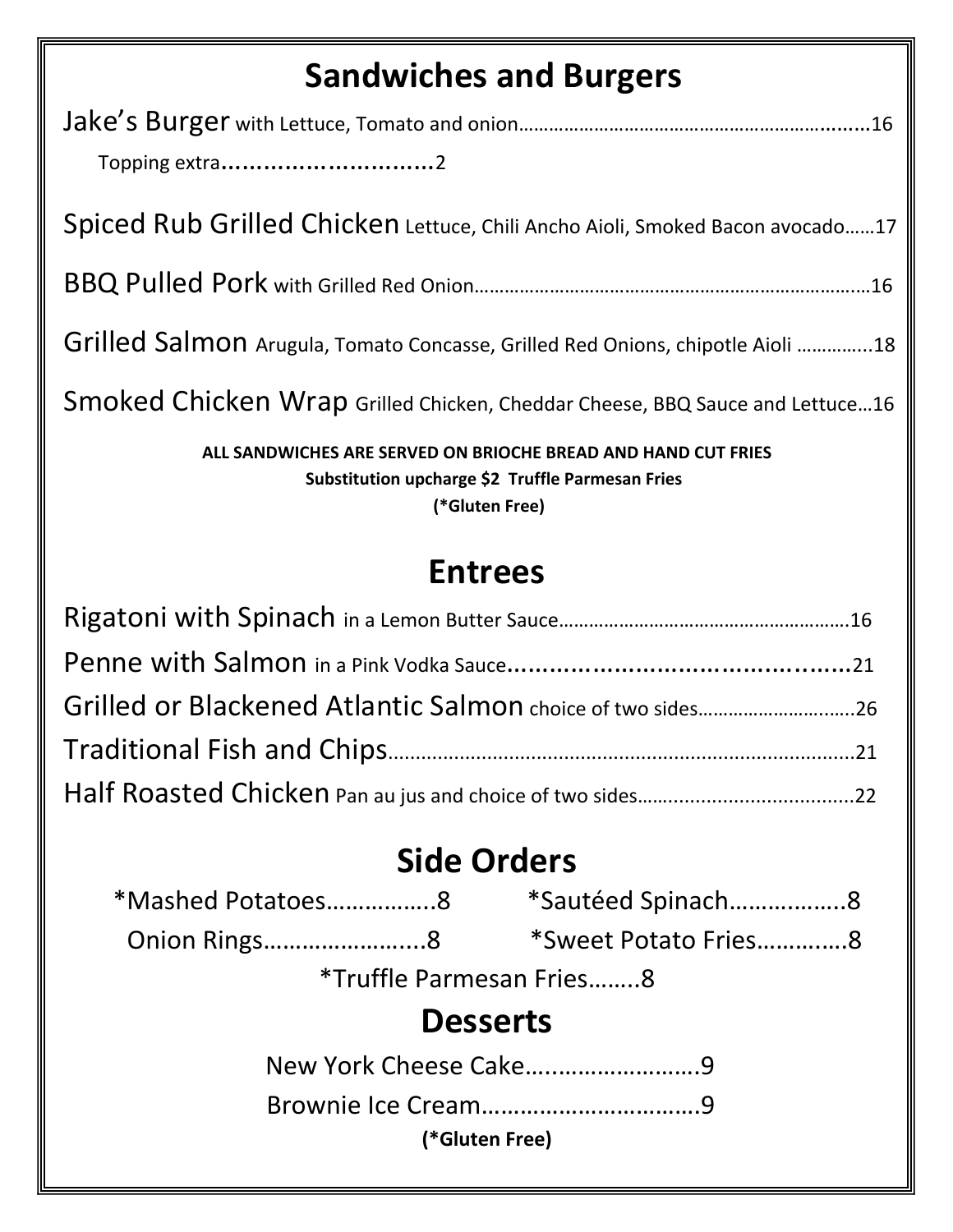## Sandwiches and Burgers

Jake's Burger with Lettuce, Tomato and onion……………………………………………………………16

Topping extra…………………………2

Spiced Rub Grilled Chicken Lettuce, Chili Ancho Aioli, Smoked Bacon avocado……17

BBQ Pulled Pork with Grilled Red Onion……………………………………………………………………16

Grilled Salmon Arugula, Tomato Concasse, Grilled Red Onions, chipotle Aioli …………..18

Smoked Chicken Wrap Grilled Chicken, Cheddar Cheese, BBQ Sauce and Lettuce…16

**ALL SANDWICHES ARE SERVED ON BRIOCHE BREAD AND HAND CUT FRIES**

**Substitution upcharge $2 Truffle Parmesan Fries**

**(*Gluten Free)**

## Entrees

Rigatoni with Spinach in a Lemon Butter Sauce………………………………………………16

Penne with Salmon in a Pink Vodka Sauce………………………………………………21

Grilled or Blackened Atlantic Salmon choice of two sides………………………….26

Traditional Fish and Chips……………………………………………………………………………….21

Half Roasted Chicken Pan au jus and choice of two sides………………………………..22

## Side Orders

*Mashed Potatoes……………..8

*Sautéed Spinach……………..8

Onion Rings…………………...8

*Sweet Potato Fries………….8

*Truffle Parmesan Fries……..8

## Desserts

New York Cheese Cake……………………….9

Brownie Ice Cream…………………………….9

**(*Gluten Free)**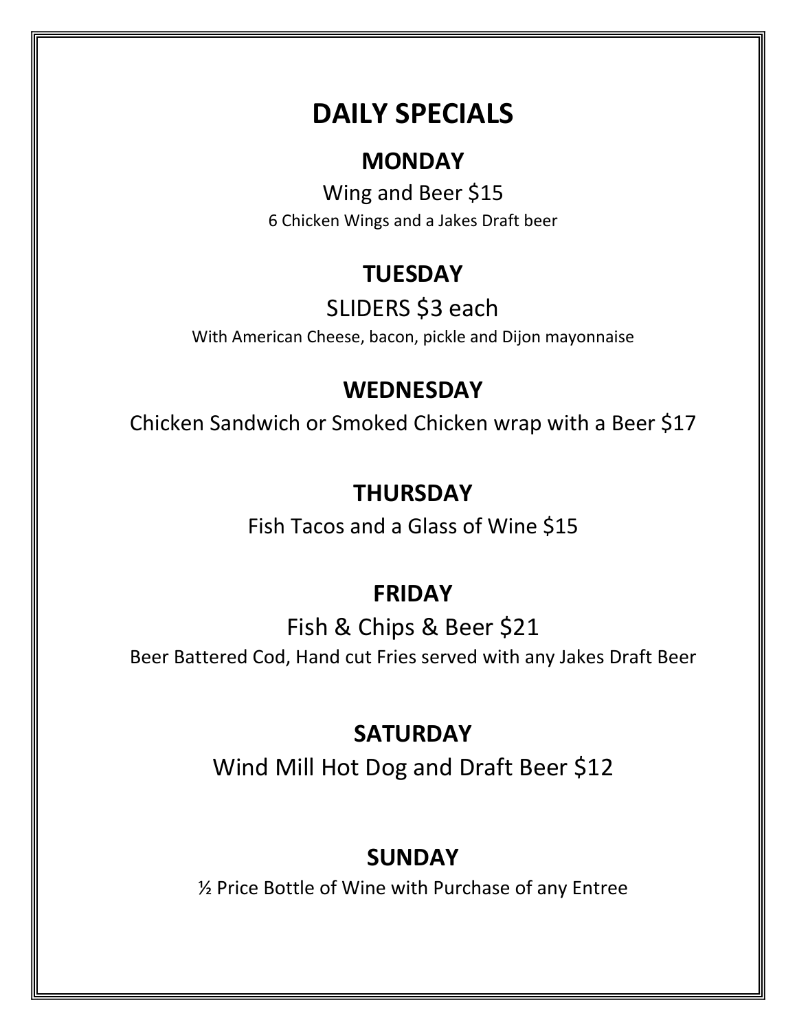# DAILY SPECIALS

## MONDAY

Wing and Beer $15

6 Chicken Wings and a Jakes Draft beer

## TUESDAY

SLIDERS $3 each

With American Cheese, bacon, pickle and Dijon mayonnaise

## WEDNESDAY

Chicken Sandwich or Smoked Chicken wrap with a Beer $17

## THURSDAY

Fish Tacos and a Glass of Wine $15

## FRIDAY

Fish & Chips & Beer $21

Beer Battered Cod, Hand cut Fries served with any Jakes Draft Beer

## SATURDAY

Wind Mill Hot Dog and Draft Beer $12

## SUNDAY

½ Price Bottle of Wine with Purchase of any Entree